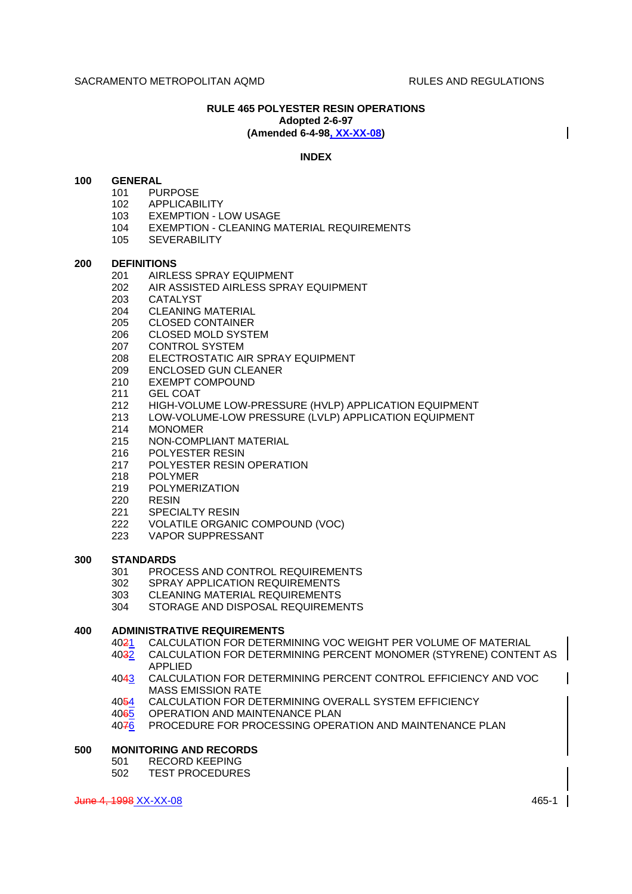**RULE 465 POLYESTER RESIN OPERATIONS**
**Adopted 2-6-97**
**(Amended 6-4-98, XX-XX-08)**

**INDEX**

**100 GENERAL**
- 101 PURPOSE
- 102 APPLICABILITY
- 103 EXEMPTION - LOW USAGE
- 104 EXEMPTION - CLEANING MATERIAL REQUIREMENTS
- 105 SEVERABILITY

**200 DEFINITIONS**
- 201 AIRLESS SPRAY EQUIPMENT
- 202 AIR ASSISTED AIRLESS SPRAY EQUIPMENT
- 203 CATALYST
- 204 CLEANING MATERIAL
- 205 CLOSED CONTAINER
- 206 CLOSED MOLD SYSTEM
- 207 CONTROL SYSTEM
- 208 ELECTROSTATIC AIR SPRAY EQUIPMENT
- 209 ENCLOSED GUN CLEANER
- 210 EXEMPT COMPOUND
- 211 GEL COAT
- 212 HIGH-VOLUME LOW-PRESSURE (HVLP) APPLICATION EQUIPMENT
- 213 LOW-VOLUME-LOW PRESSURE (LVLP) APPLICATION EQUIPMENT
- 214 MONOMER
- 215 NON-COMPLIANT MATERIAL
- 216 POLYESTER RESIN
- 217 POLYESTER RESIN OPERATION
- 218 POLYMER
- 219 POLYMERIZATION
- 220 RESIN
- 221 SPECIALTY RESIN
- 222 VOLATILE ORGANIC COMPOUND (VOC)
- 223 VAPOR SUPPRESSANT

**300 STANDARDS**
- 301 PROCESS AND CONTROL REQUIREMENTS
- 302 SPRAY APPLICATION REQUIREMENTS
- 303 CLEANING MATERIAL REQUIREMENTS
- 304 STORAGE AND DISPOSAL REQUIREMENTS

**400 ADMINISTRATIVE REQUIREMENTS**
- 4021 CALCULATION FOR DETERMINING VOC WEIGHT PER VOLUME OF MATERIAL
- 4032 CALCULATION FOR DETERMINING PERCENT MONOMER (STYRENE) CONTENT AS APPLIED
- 4043 CALCULATION FOR DETERMINING PERCENT CONTROL EFFICIENCY AND VOC MASS EMISSION RATE
- 4054 CALCULATION FOR DETERMINING OVERALL SYSTEM EFFICIENCY
- 4065 OPERATION AND MAINTENANCE PLAN
- 4076 PROCEDURE FOR PROCESSING OPERATION AND MAINTENANCE PLAN

**500 MONITORING AND RECORDS**
- 501 RECORD KEEPING
- 502 TEST PROCEDURES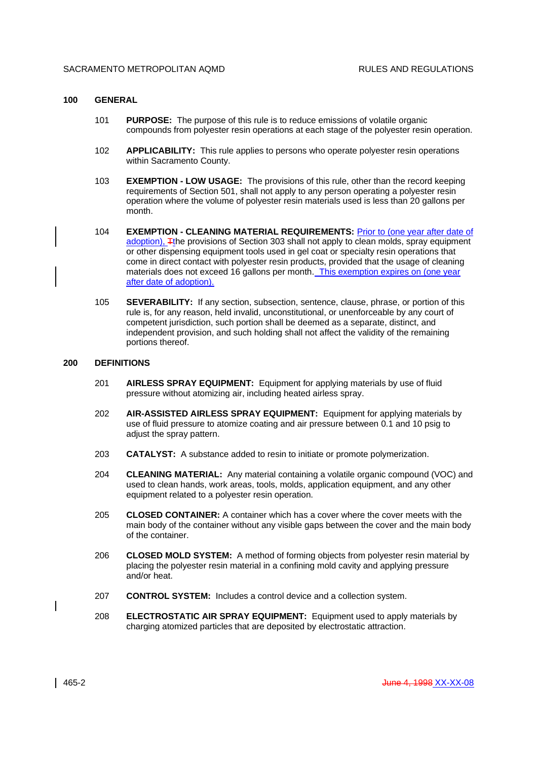## 100 GENERAL

101 **PURPOSE:** The purpose of this rule is to reduce emissions of volatile organic compounds from polyester resin operations at each stage of the polyester resin operation.

102 **APPLICABILITY:** This rule applies to persons who operate polyester resin operations within Sacramento County.

103 **EXEMPTION - LOW USAGE:** The provisions of this rule, other than the record keeping requirements of Section 501, shall not apply to any person operating a polyester resin operation where the volume of polyester resin materials used is less than 20 gallons per month.

104 **EXEMPTION - CLEANING MATERIAL REQUIREMENTS:** Prior to (one year after date of adoption), Tthe provisions of Section 303 shall not apply to clean molds, spray equipment or other dispensing equipment tools used in gel coat or specialty resin operations that come in direct contact with polyester resin products, provided that the usage of cleaning materials does not exceed 16 gallons per month. This exemption expires on (one year after date of adoption).

105 **SEVERABILITY:** If any section, subsection, sentence, clause, phrase, or portion of this rule is, for any reason, held invalid, unconstitutional, or unenforceable by any court of competent jurisdiction, such portion shall be deemed as a separate, distinct, and independent provision, and such holding shall not affect the validity of the remaining portions thereof.

## 200 DEFINITIONS

201 **AIRLESS SPRAY EQUIPMENT:** Equipment for applying materials by use of fluid pressure without atomizing air, including heated airless spray.

202 **AIR-ASSISTED AIRLESS SPRAY EQUIPMENT:** Equipment for applying materials by use of fluid pressure to atomize coating and air pressure between 0.1 and 10 psig to adjust the spray pattern.

203 **CATALYST:** A substance added to resin to initiate or promote polymerization.

204 **CLEANING MATERIAL:** Any material containing a volatile organic compound (VOC) and used to clean hands, work areas, tools, molds, application equipment, and any other equipment related to a polyester resin operation.

205 **CLOSED CONTAINER:** A container which has a cover where the cover meets with the main body of the container without any visible gaps between the cover and the main body of the container.

206 **CLOSED MOLD SYSTEM:** A method of forming objects from polyester resin material by placing the polyester resin material in a confining mold cavity and applying pressure and/or heat.

207 **CONTROL SYSTEM:** Includes a control device and a collection system.

208 **ELECTROSTATIC AIR SPRAY EQUIPMENT:** Equipment used to apply materials by charging atomized particles that are deposited by electrostatic attraction.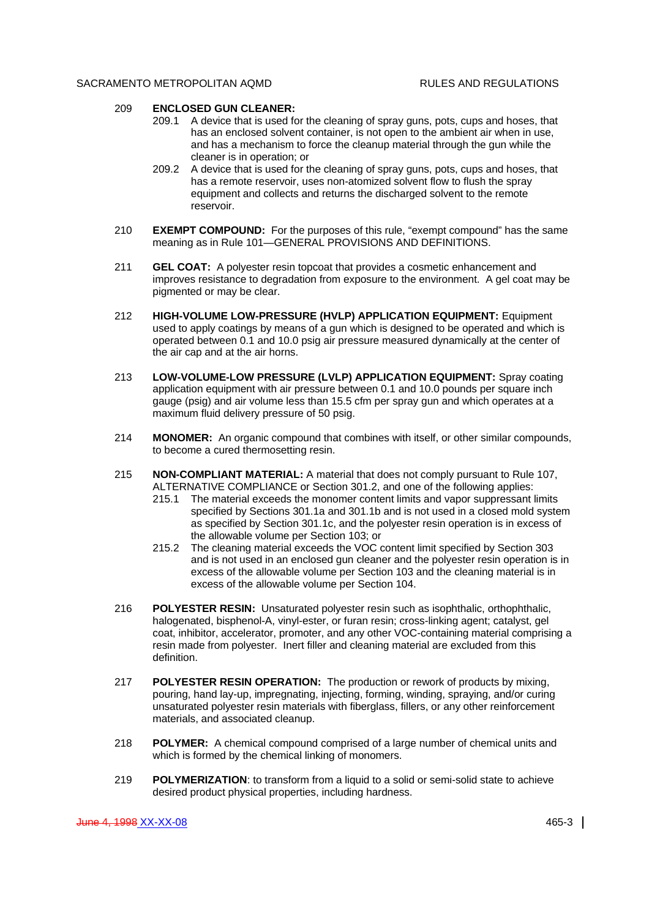209 **ENCLOSED GUN CLEANER:**

209.1 A device that is used for the cleaning of spray guns, pots, cups and hoses, that has an enclosed solvent container, is not open to the ambient air when in use, and has a mechanism to force the cleanup material through the gun while the cleaner is in operation; or

209.2 A device that is used for the cleaning of spray guns, pots, cups and hoses, that has a remote reservoir, uses non-atomized solvent flow to flush the spray equipment and collects and returns the discharged solvent to the remote reservoir.

210 **EXEMPT COMPOUND:** For the purposes of this rule, "exempt compound" has the same meaning as in Rule 101—GENERAL PROVISIONS AND DEFINITIONS.

211 **GEL COAT:** A polyester resin topcoat that provides a cosmetic enhancement and improves resistance to degradation from exposure to the environment. A gel coat may be pigmented or may be clear.

212 **HIGH-VOLUME LOW-PRESSURE (HVLP) APPLICATION EQUIPMENT:** Equipment used to apply coatings by means of a gun which is designed to be operated and which is operated between 0.1 and 10.0 psig air pressure measured dynamically at the center of the air cap and at the air horns.

213 **LOW-VOLUME-LOW PRESSURE (LVLP) APPLICATION EQUIPMENT:** Spray coating application equipment with air pressure between 0.1 and 10.0 pounds per square inch gauge (psig) and air volume less than 15.5 cfm per spray gun and which operates at a maximum fluid delivery pressure of 50 psig.

214 **MONOMER:** An organic compound that combines with itself, or other similar compounds, to become a cured thermosetting resin.

215 **NON-COMPLIANT MATERIAL:** A material that does not comply pursuant to Rule 107, ALTERNATIVE COMPLIANCE or Section 301.2, and one of the following applies:

215.1 The material exceeds the monomer content limits and vapor suppressant limits specified by Sections 301.1a and 301.1b and is not used in a closed mold system as specified by Section 301.1c, and the polyester resin operation is in excess of the allowable volume per Section 103; or

215.2 The cleaning material exceeds the VOC content limit specified by Section 303 and is not used in an enclosed gun cleaner and the polyester resin operation is in excess of the allowable volume per Section 103 and the cleaning material is in excess of the allowable volume per Section 104.

216 **POLYESTER RESIN:** Unsaturated polyester resin such as isophthalic, orthophthalic, halogenated, bisphenol-A, vinyl-ester, or furan resin; cross-linking agent; catalyst, gel coat, inhibitor, accelerator, promoter, and any other VOC-containing material comprising a resin made from polyester. Inert filler and cleaning material are excluded from this definition.

217 **POLYESTER RESIN OPERATION:** The production or rework of products by mixing, pouring, hand lay-up, impregnating, injecting, forming, winding, spraying, and/or curing unsaturated polyester resin materials with fiberglass, fillers, or any other reinforcement materials, and associated cleanup.

218 **POLYMER:** A chemical compound comprised of a large number of chemical units and which is formed by the chemical linking of monomers.

219 **POLYMERIZATION**: to transform from a liquid to a solid or semi-solid state to achieve desired product physical properties, including hardness.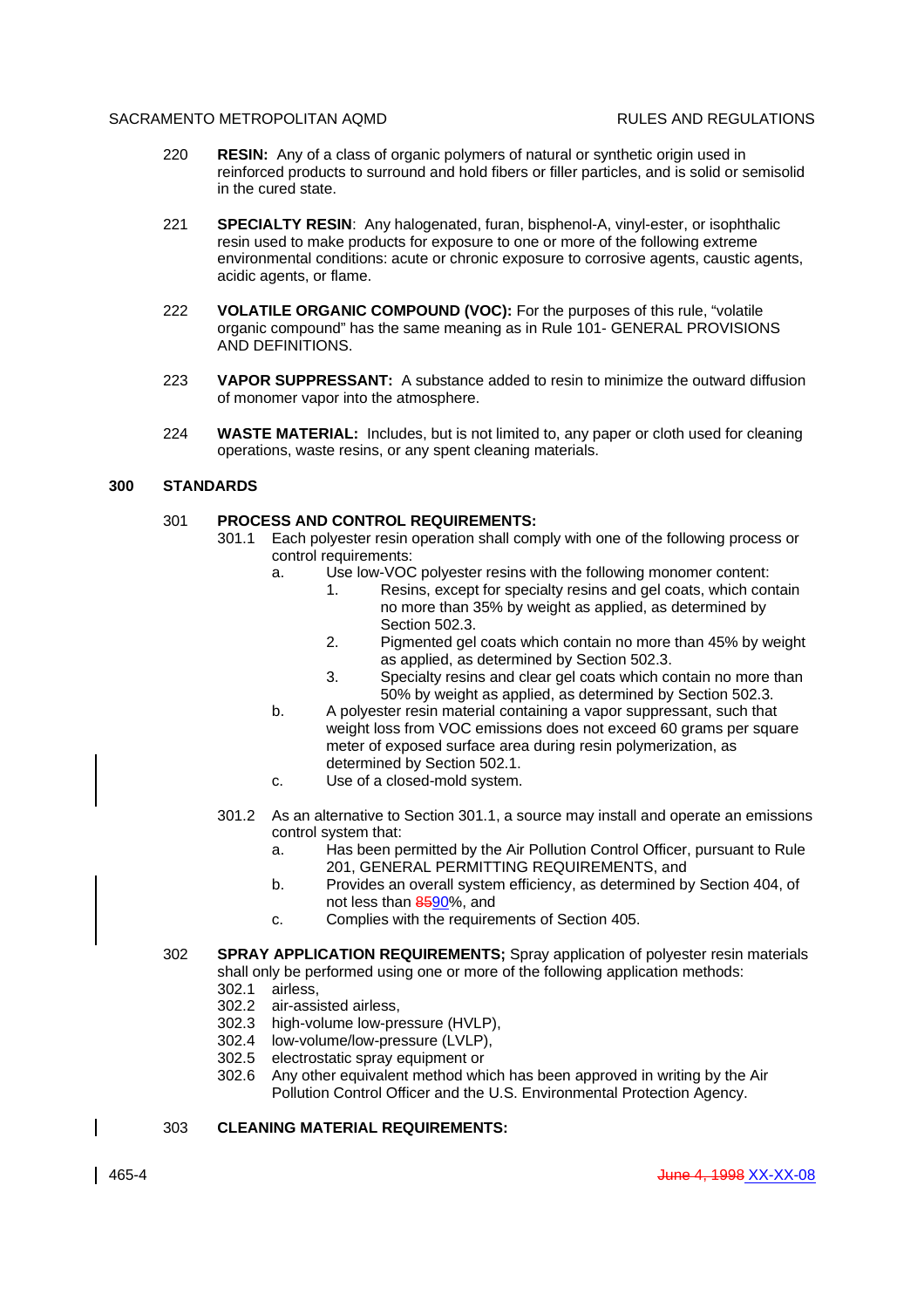220 **RESIN:** Any of a class of organic polymers of natural or synthetic origin used in reinforced products to surround and hold fibers or filler particles, and is solid or semisolid in the cured state.

221 **SPECIALTY RESIN**: Any halogenated, furan, bisphenol-A, vinyl-ester, or isophthalic resin used to make products for exposure to one or more of the following extreme environmental conditions: acute or chronic exposure to corrosive agents, caustic agents, acidic agents, or flame.

222 **VOLATILE ORGANIC COMPOUND (VOC):** For the purposes of this rule, "volatile organic compound" has the same meaning as in Rule 101- GENERAL PROVISIONS AND DEFINITIONS.

223 **VAPOR SUPPRESSANT:** A substance added to resin to minimize the outward diffusion of monomer vapor into the atmosphere.

224 **WASTE MATERIAL:** Includes, but is not limited to, any paper or cloth used for cleaning operations, waste resins, or any spent cleaning materials.

## 300 STANDARDS

301 **PROCESS AND CONTROL REQUIREMENTS:**

301.1 Each polyester resin operation shall comply with one of the following process or control requirements:

a. Use low-VOC polyester resins with the following monomer content:

1. Resins, except for specialty resins and gel coats, which contain no more than 35% by weight as applied, as determined by Section 502.3.
2. Pigmented gel coats which contain no more than 45% by weight as applied, as determined by Section 502.3.
3. Specialty resins and clear gel coats which contain no more than 50% by weight as applied, as determined by Section 502.3.

b. A polyester resin material containing a vapor suppressant, such that weight loss from VOC emissions does not exceed 60 grams per square meter of exposed surface area during resin polymerization, as determined by Section 502.1.

c. Use of a closed-mold system.

301.2 As an alternative to Section 301.1, a source may install and operate an emissions control system that:

a. Has been permitted by the Air Pollution Control Officer, pursuant to Rule 201, GENERAL PERMITTING REQUIREMENTS, and

b. Provides an overall system efficiency, as determined by Section 404, of not less than ~~85~~90%, and

c. Complies with the requirements of Section 405.

302 **SPRAY APPLICATION REQUIREMENTS;** Spray application of polyester resin materials shall only be performed using one or more of the following application methods:

302.1 airless,
302.2 air-assisted airless,
302.3 high-volume low-pressure (HVLP),
302.4 low-volume/low-pressure (LVLP),
302.5 electrostatic spray equipment or
302.6 Any other equivalent method which has been approved in writing by the Air Pollution Control Officer and the U.S. Environmental Protection Agency.

303 **CLEANING MATERIAL REQUIREMENTS:**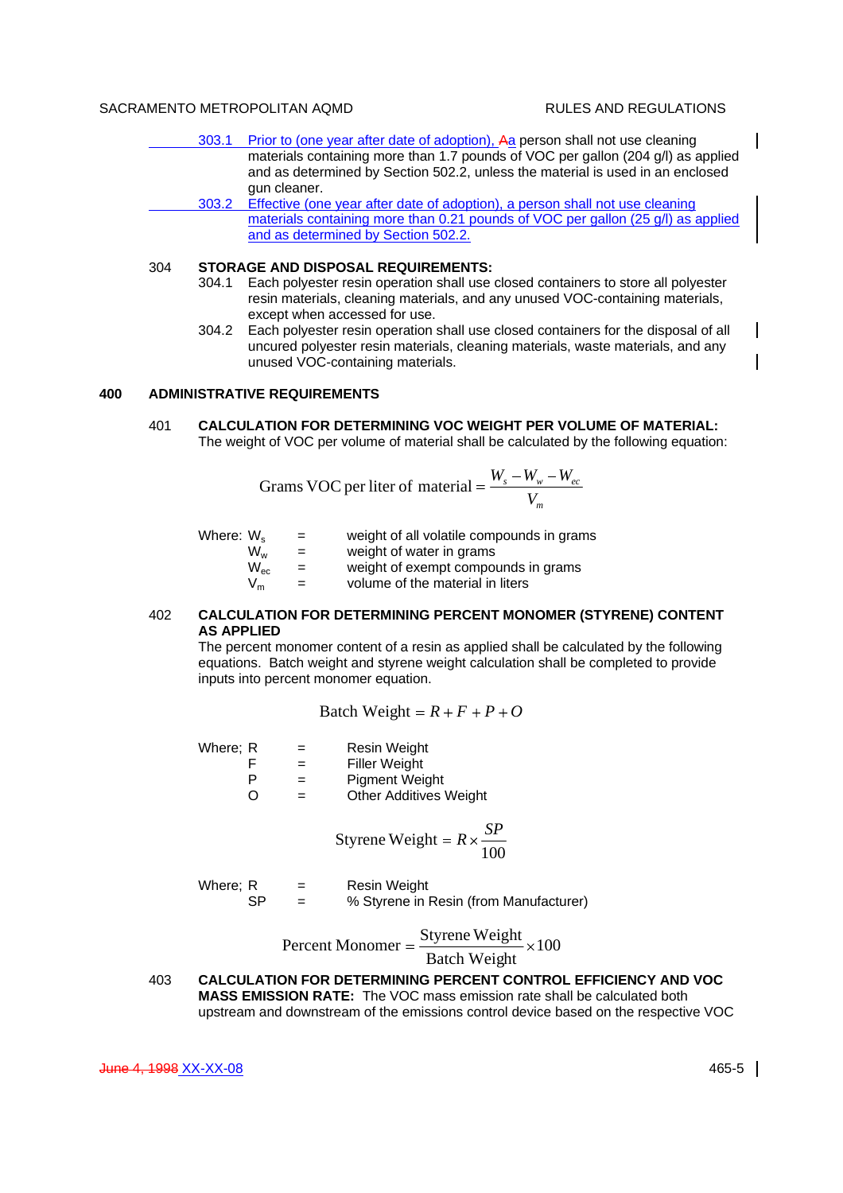303.1 Prior to (one year after date of adoption), Aa person shall not use cleaning materials containing more than 1.7 pounds of VOC per gallon (204 g/l) as applied and as determined by Section 502.2, unless the material is used in an enclosed gun cleaner.

303.2 Effective (one year after date of adoption), a person shall not use cleaning materials containing more than 0.21 pounds of VOC per gallon (25 g/l) as applied and as determined by Section 502.2.

304 **STORAGE AND DISPOSAL REQUIREMENTS:**

304.1 Each polyester resin operation shall use closed containers to store all polyester resin materials, cleaning materials, and any unused VOC-containing materials, except when accessed for use.

304.2 Each polyester resin operation shall use closed containers for the disposal of all uncured polyester resin materials, cleaning materials, waste materials, and any unused VOC-containing materials.

## 400 ADMINISTRATIVE REQUIREMENTS

401 **CALCULATION FOR DETERMINING VOC WEIGHT PER VOLUME OF MATERIAL:** The weight of VOC per volume of material shall be calculated by the following equation:

$$\text{Grams VOC per liter of material} = \frac{W_s - W_w - W_{ec}}{V_m}$$

Where: $W_s$ = weight of all volatile compounds in grams
$W_w$ = weight of water in grams
$W_{ec}$ = weight of exempt compounds in grams
$V_m$ = volume of the material in liters

402 **CALCULATION FOR DETERMINING PERCENT MONOMER (STYRENE) CONTENT AS APPLIED**

The percent monomer content of a resin as applied shall be calculated by the following equations. Batch weight and styrene weight calculation shall be completed to provide inputs into percent monomer equation.

$$\text{Batch Weight} = R + F + P + O$$

Where; R = Resin Weight
F = Filler Weight
P = Pigment Weight
O = Other Additives Weight

$$\text{Styrene Weight} = R \times \frac{SP}{100}$$

Where; R = Resin Weight
SP = % Styrene in Resin (from Manufacturer)

$$\text{Percent Monomer} = \frac{\text{Styrene Weight}}{\text{Batch Weight}} \times 100$$

403 **CALCULATION FOR DETERMINING PERCENT CONTROL EFFICIENCY AND VOC MASS EMISSION RATE:** The VOC mass emission rate shall be calculated both upstream and downstream of the emissions control device based on the respective VOC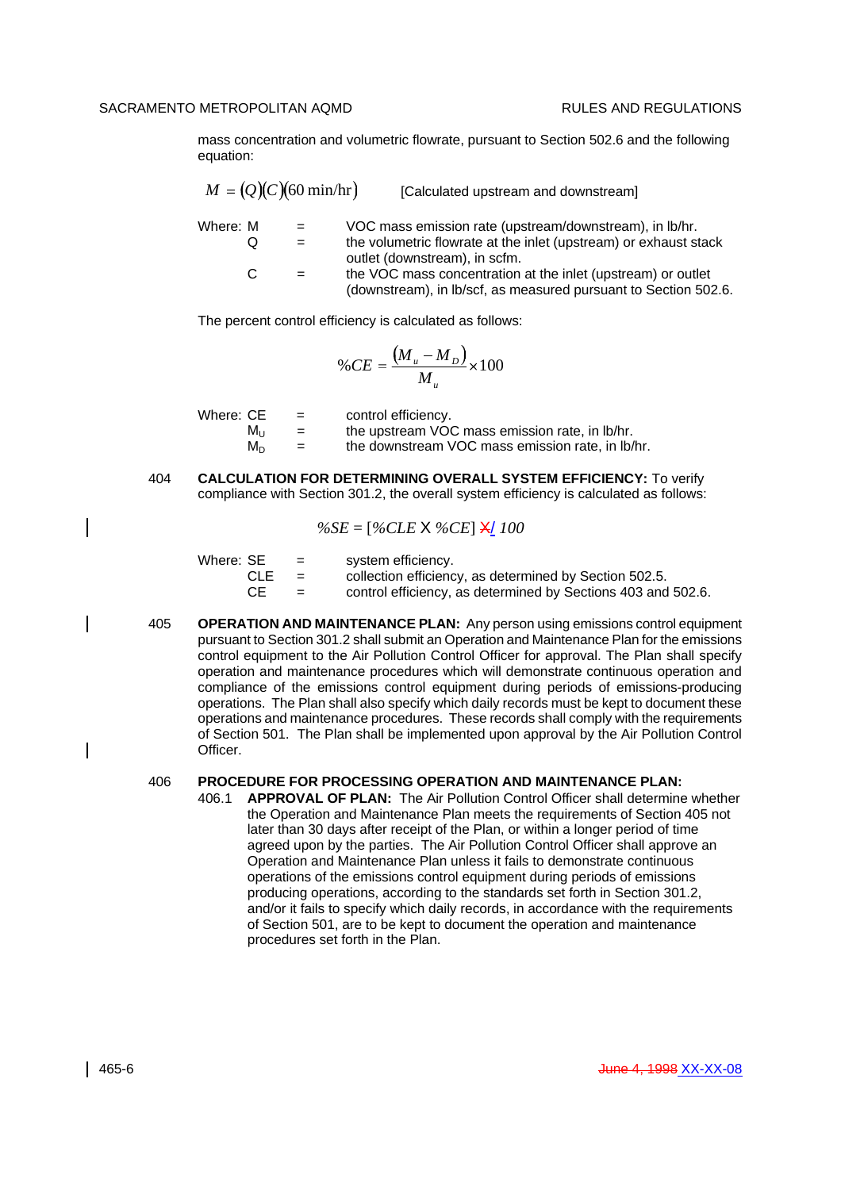mass concentration and volumetric flowrate, pursuant to Section 502.6 and the following equation:

$$M = (Q)(C)(60 \text{ min/hr})$$ [Calculated upstream and downstream]

Where: M = VOC mass emission rate (upstream/downstream), in lb/hr.
Q = the volumetric flowrate at the inlet (upstream) or exhaust stack outlet (downstream), in scfm.
C = the VOC mass concentration at the inlet (upstream) or outlet (downstream), in lb/scf, as measured pursuant to Section 502.6.

The percent control efficiency is calculated as follows:

$$\%CE = \frac{(M_u - M_D)}{M_u} \times 100$$

Where: CE = control efficiency.
$M_U$ = the upstream VOC mass emission rate, in lb/hr.
$M_D$ = the downstream VOC mass emission rate, in lb/hr.

404 **CALCULATION FOR DETERMINING OVERALL SYSTEM EFFICIENCY:** To verify compliance with Section 301.2, the overall system efficiency is calculated as follows:

$$\%SE = [\%CLE \text{ X } \%CE] ~~\text{X}~~ / 100$$

Where: SE = system efficiency.
CLE = collection efficiency, as determined by Section 502.5.
CE = control efficiency, as determined by Sections 403 and 502.6.

405 **OPERATION AND MAINTENANCE PLAN:** Any person using emissions control equipment pursuant to Section 301.2 shall submit an Operation and Maintenance Plan for the emissions control equipment to the Air Pollution Control Officer for approval. The Plan shall specify operation and maintenance procedures which will demonstrate continuous operation and compliance of the emissions control equipment during periods of emissions-producing operations. The Plan shall also specify which daily records must be kept to document these operations and maintenance procedures. These records shall comply with the requirements of Section 501. The Plan shall be implemented upon approval by the Air Pollution Control Officer.

406 **PROCEDURE FOR PROCESSING OPERATION AND MAINTENANCE PLAN:**

406.1 **APPROVAL OF PLAN:** The Air Pollution Control Officer shall determine whether the Operation and Maintenance Plan meets the requirements of Section 405 not later than 30 days after receipt of the Plan, or within a longer period of time agreed upon by the parties. The Air Pollution Control Officer shall approve an Operation and Maintenance Plan unless it fails to demonstrate continuous operations of the emissions control equipment during periods of emissions producing operations, according to the standards set forth in Section 301.2, and/or it fails to specify which daily records, in accordance with the requirements of Section 501, are to be kept to document the operation and maintenance procedures set forth in the Plan.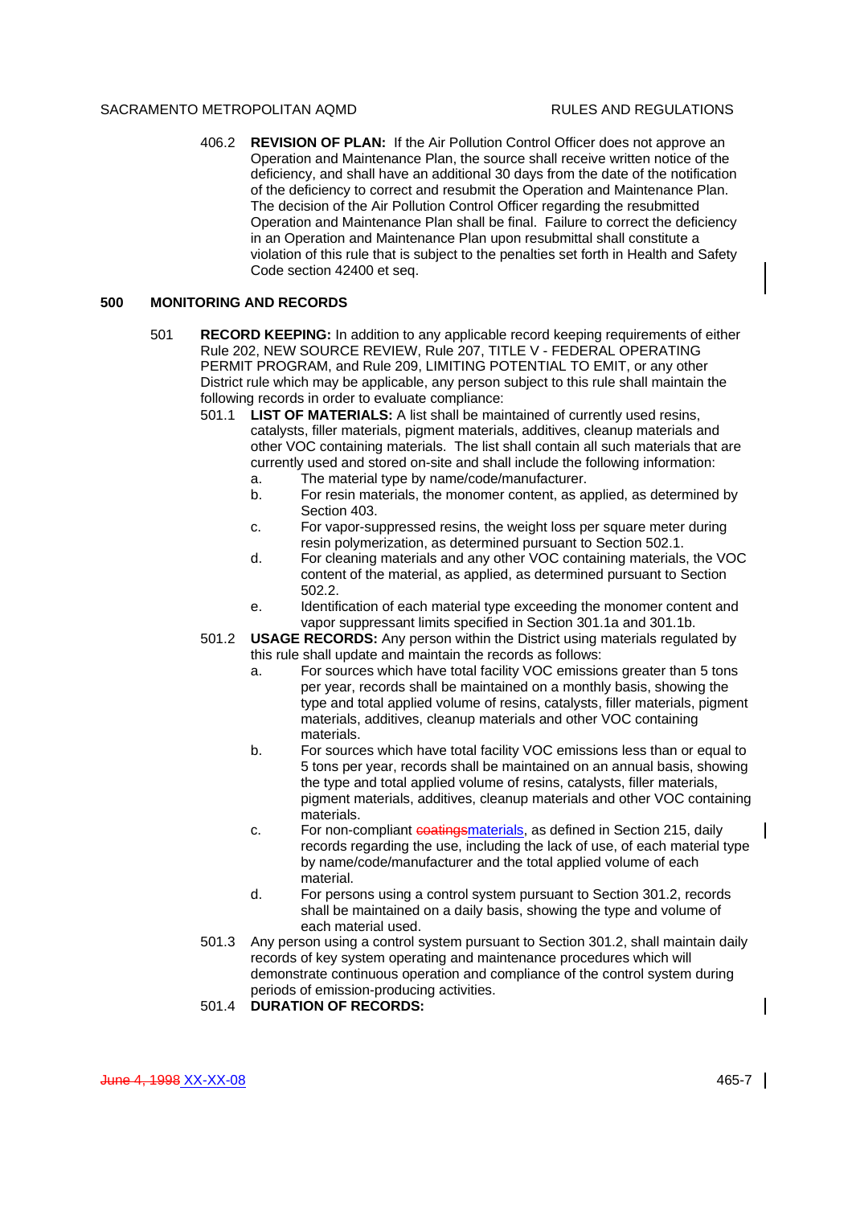406.2 **REVISION OF PLAN:** If the Air Pollution Control Officer does not approve an Operation and Maintenance Plan, the source shall receive written notice of the deficiency, and shall have an additional 30 days from the date of the notification of the deficiency to correct and resubmit the Operation and Maintenance Plan. The decision of the Air Pollution Control Officer regarding the resubmitted Operation and Maintenance Plan shall be final. Failure to correct the deficiency in an Operation and Maintenance Plan upon resubmittal shall constitute a violation of this rule that is subject to the penalties set forth in Health and Safety Code section 42400 et seq.

## 500 MONITORING AND RECORDS

501 **RECORD KEEPING:** In addition to any applicable record keeping requirements of either Rule 202, NEW SOURCE REVIEW, Rule 207, TITLE V - FEDERAL OPERATING PERMIT PROGRAM, and Rule 209, LIMITING POTENTIAL TO EMIT, or any other District rule which may be applicable, any person subject to this rule shall maintain the following records in order to evaluate compliance:

501.1 **LIST OF MATERIALS:** A list shall be maintained of currently used resins, catalysts, filler materials, pigment materials, additives, cleanup materials and other VOC containing materials. The list shall contain all such materials that are currently used and stored on-site and shall include the following information:

- a. The material type by name/code/manufacturer.
- b. For resin materials, the monomer content, as applied, as determined by Section 403.
- c. For vapor-suppressed resins, the weight loss per square meter during resin polymerization, as determined pursuant to Section 502.1.
- d. For cleaning materials and any other VOC containing materials, the VOC content of the material, as applied, as determined pursuant to Section 502.2.
- e. Identification of each material type exceeding the monomer content and vapor suppressant limits specified in Section 301.1a and 301.1b.

501.2 **USAGE RECORDS:** Any person within the District using materials regulated by this rule shall update and maintain the records as follows:

- a. For sources which have total facility VOC emissions greater than 5 tons per year, records shall be maintained on a monthly basis, showing the type and total applied volume of resins, catalysts, filler materials, pigment materials, additives, cleanup materials and other VOC containing materials.
- b. For sources which have total facility VOC emissions less than or equal to 5 tons per year, records shall be maintained on an annual basis, showing the type and total applied volume of resins, catalysts, filler materials, pigment materials, additives, cleanup materials and other VOC containing materials.
- c. For non-compliant ~~coatings~~materials, as defined in Section 215, daily records regarding the use, including the lack of use, of each material type by name/code/manufacturer and the total applied volume of each material.
- d. For persons using a control system pursuant to Section 301.2, records shall be maintained on a daily basis, showing the type and volume of each material used.

501.3 Any person using a control system pursuant to Section 301.2, shall maintain daily records of key system operating and maintenance procedures which will demonstrate continuous operation and compliance of the control system during periods of emission-producing activities.

501.4 **DURATION OF RECORDS:**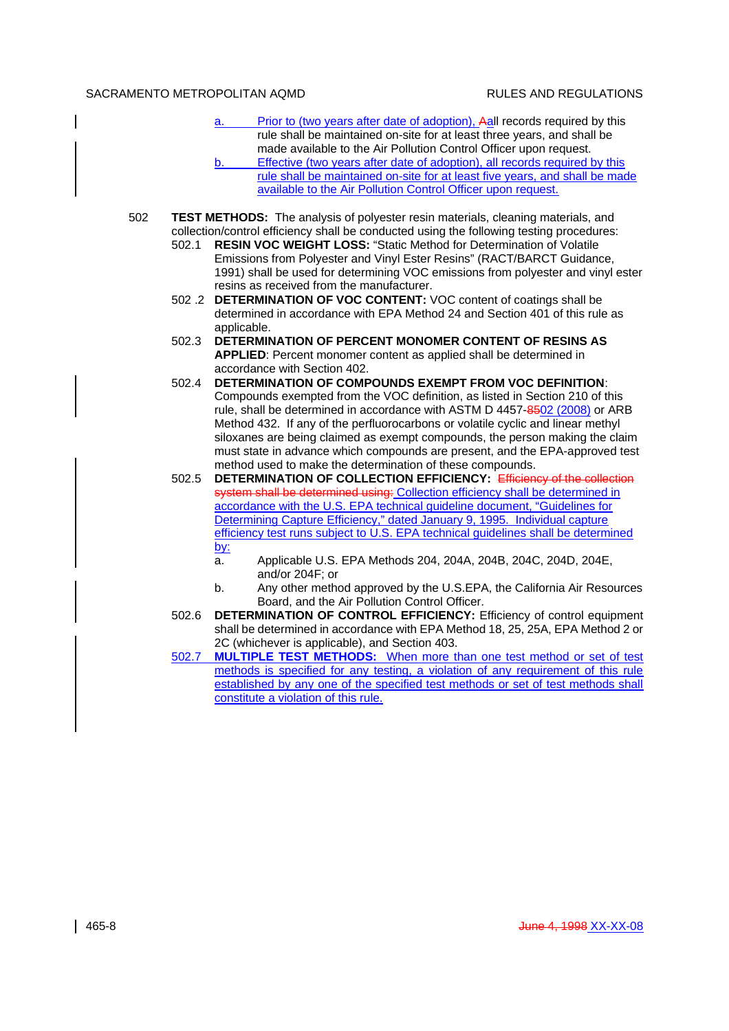a. Prior to (two years after date of adoption), Aall records required by this rule shall be maintained on-site for at least three years, and shall be made available to the Air Pollution Control Officer upon request.

b. Effective (two years after date of adoption), all records required by this rule shall be maintained on-site for at least five years, and shall be made available to the Air Pollution Control Officer upon request.

502 **TEST METHODS:** The analysis of polyester resin materials, cleaning materials, and collection/control efficiency shall be conducted using the following testing procedures:

502.1 **RESIN VOC WEIGHT LOSS:** "Static Method for Determination of Volatile Emissions from Polyester and Vinyl Ester Resins" (RACT/BARCT Guidance, 1991) shall be used for determining VOC emissions from polyester and vinyl ester resins as received from the manufacturer.

502 .2 **DETERMINATION OF VOC CONTENT:** VOC content of coatings shall be determined in accordance with EPA Method 24 and Section 401 of this rule as applicable.

502.3 **DETERMINATION OF PERCENT MONOMER CONTENT OF RESINS AS APPLIED**: Percent monomer content as applied shall be determined in accordance with Section 402.

502.4 **DETERMINATION OF COMPOUNDS EXEMPT FROM VOC DEFINITION**: Compounds exempted from the VOC definition, as listed in Section 210 of this rule, shall be determined in accordance with ASTM D 4457-8502 (2008) or ARB Method 432. If any of the perfluorocarbons or volatile cyclic and linear methyl siloxanes are being claimed as exempt compounds, the person making the claim must state in advance which compounds are present, and the EPA-approved test method used to make the determination of these compounds.

502.5 **DETERMINATION OF COLLECTION EFFICIENCY:** ~~Efficiency of the collection system shall be determined using:~~ Collection efficiency shall be determined in accordance with the U.S. EPA technical guideline document, "Guidelines for Determining Capture Efficiency," dated January 9, 1995. Individual capture efficiency test runs subject to U.S. EPA technical guidelines shall be determined by:

a. Applicable U.S. EPA Methods 204, 204A, 204B, 204C, 204D, 204E, and/or 204F; or

b. Any other method approved by the U.S.EPA, the California Air Resources Board, and the Air Pollution Control Officer.

502.6 **DETERMINATION OF CONTROL EFFICIENCY:** Efficiency of control equipment shall be determined in accordance with EPA Method 18, 25, 25A, EPA Method 2 or 2C (whichever is applicable), and Section 403.

502.7 **MULTIPLE TEST METHODS:** When more than one test method or set of test methods is specified for any testing, a violation of any requirement of this rule established by any one of the specified test methods or set of test methods shall constitute a violation of this rule.